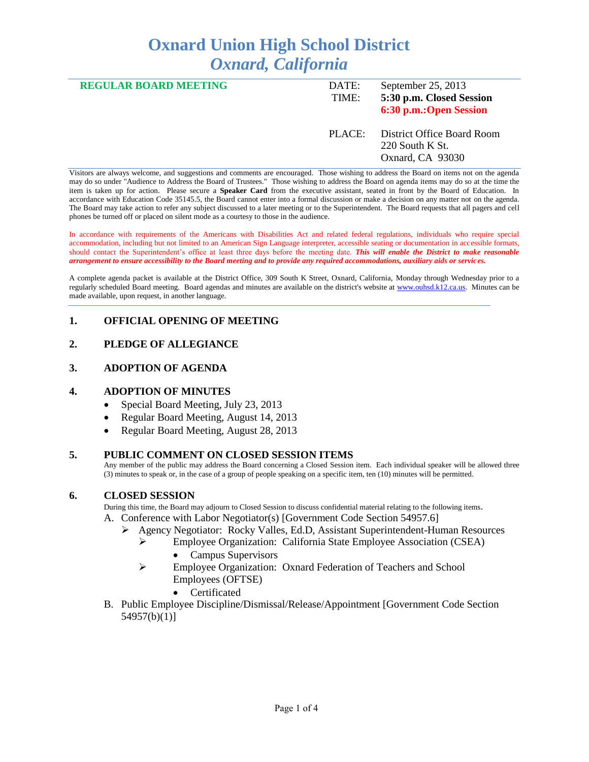# Oxnard Union High School District
## *Oxnard, California*

**REGULAR BOARD MEETING**

DATE: September 25, 2013
TIME: **5:30 p.m. Closed Session**
**6:30 p.m.:Open Session**

PLACE: District Office Board Room
220 South K St.
Oxnard, CA 93030

Visitors are always welcome, and suggestions and comments are encouraged. Those wishing to address the Board on items not on the agenda may do so under "Audience to Address the Board of Trustees." Those wishing to address the Board on agenda items may do so at the time the item is taken up for action. Please secure a **Speaker Card** from the executive assistant, seated in front by the Board of Education. In accordance with Education Code 35145.5, the Board cannot enter into a formal discussion or make a decision on any matter not on the agenda. The Board may take action to refer any subject discussed to a later meeting or to the Superintendent. The Board requests that all pagers and cell phones be turned off or placed on silent mode as a courtesy to those in the audience.

In accordance with requirements of the Americans with Disabilities Act and related federal regulations, individuals who require special accommodation, including but not limited to an American Sign Language interpreter, accessible seating or documentation in accessible formats, should contact the Superintendent's office at least three days before the meeting date. ***This will enable the District to make reasonable arrangement to ensure accessibility to the Board meeting and to provide any required accommodations, auxiliary aids or services.***

A complete agenda packet is available at the District Office, 309 South K Street, Oxnard, California, Monday through Wednesday prior to a regularly scheduled Board meeting. Board agendas and minutes are available on the district's website at www.ouhsd.k12.ca.us. Minutes can be made available, upon request, in another language.

## 1. OFFICIAL OPENING OF MEETING

## 2. PLEDGE OF ALLEGIANCE

## 3. ADOPTION OF AGENDA

## 4. ADOPTION OF MINUTES

- Special Board Meeting, July 23, 2013
- Regular Board Meeting, August 14, 2013
- Regular Board Meeting, August 28, 2013

## 5. PUBLIC COMMENT ON CLOSED SESSION ITEMS

Any member of the public may address the Board concerning a Closed Session item. Each individual speaker will be allowed three (3) minutes to speak or, in the case of a group of people speaking on a specific item, ten (10) minutes will be permitted.

## 6. CLOSED SESSION

During this time, the Board may adjourn to Closed Session to discuss confidential material relating to the following items.

A. Conference with Labor Negotiator(s) [Government Code Section 54957.6]
- ➢ Agency Negotiator: Rocky Valles, Ed.D, Assistant Superintendent-Human Resources
  - ➢ Employee Organization: California State Employee Association (CSEA)
    - Campus Supervisors
  - ➢ Employee Organization: Oxnard Federation of Teachers and School Employees (OFTSE)
    - Certificated

B. Public Employee Discipline/Dismissal/Release/Appointment [Government Code Section 54957(b)(1)]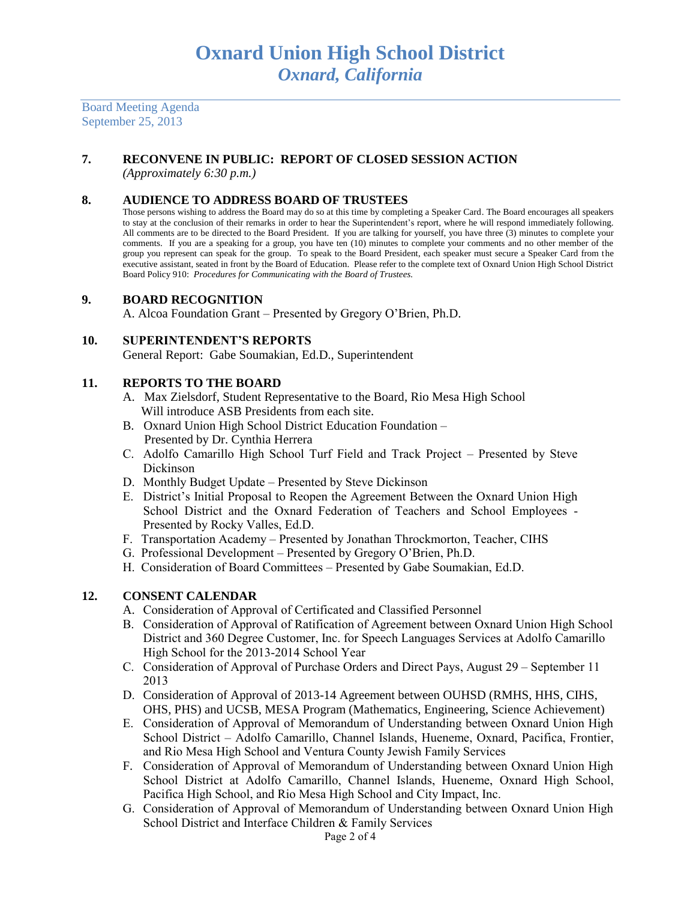# Oxnard Union High School District
## *Oxnard, California*

Board Meeting Agenda
September 25, 2013

### 7. RECONVENE IN PUBLIC: REPORT OF CLOSED SESSION ACTION

*(Approximately 6:30 p.m.)*

### 8. AUDIENCE TO ADDRESS BOARD OF TRUSTEES

Those persons wishing to address the Board may do so at this time by completing a Speaker Card. The Board encourages all speakers to stay at the conclusion of their remarks in order to hear the Superintendent's report, where he will respond immediately following. All comments are to be directed to the Board President. If you are talking for yourself, you have three (3) minutes to complete your comments. If you are a speaking for a group, you have ten (10) minutes to complete your comments and no other member of the group you represent can speak for the group. To speak to the Board President, each speaker must secure a Speaker Card from the executive assistant, seated in front by the Board of Education. Please refer to the complete text of Oxnard Union High School District Board Policy 910: *Procedures for Communicating with the Board of Trustees.*

### 9. BOARD RECOGNITION

A. Alcoa Foundation Grant – Presented by Gregory O'Brien, Ph.D.

### 10. SUPERINTENDENT'S REPORTS

General Report: Gabe Soumakian, Ed.D., Superintendent

### 11. REPORTS TO THE BOARD

A. Max Zielsdorf, Student Representative to the Board, Rio Mesa High School
   Will introduce ASB Presidents from each site.
B. Oxnard Union High School District Education Foundation –
   Presented by Dr. Cynthia Herrera
C. Adolfo Camarillo High School Turf Field and Track Project – Presented by Steve Dickinson
D. Monthly Budget Update – Presented by Steve Dickinson
E. District's Initial Proposal to Reopen the Agreement Between the Oxnard Union High School District and the Oxnard Federation of Teachers and School Employees - Presented by Rocky Valles, Ed.D.
F. Transportation Academy – Presented by Jonathan Throckmorton, Teacher, CIHS
G. Professional Development – Presented by Gregory O'Brien, Ph.D.
H. Consideration of Board Committees – Presented by Gabe Soumakian, Ed.D.

### 12. CONSENT CALENDAR

A. Consideration of Approval of Certificated and Classified Personnel
B. Consideration of Approval of Ratification of Agreement between Oxnard Union High School District and 360 Degree Customer, Inc. for Speech Languages Services at Adolfo Camarillo High School for the 2013-2014 School Year
C. Consideration of Approval of Purchase Orders and Direct Pays, August 29 – September 11 2013
D. Consideration of Approval of 2013-14 Agreement between OUHSD (RMHS, HHS, CIHS, OHS, PHS) and UCSB, MESA Program (Mathematics, Engineering, Science Achievement)
E. Consideration of Approval of Memorandum of Understanding between Oxnard Union High School District – Adolfo Camarillo, Channel Islands, Hueneme, Oxnard, Pacifica, Frontier, and Rio Mesa High School and Ventura County Jewish Family Services
F. Consideration of Approval of Memorandum of Understanding between Oxnard Union High School District at Adolfo Camarillo, Channel Islands, Hueneme, Oxnard High School, Pacifica High School, and Rio Mesa High School and City Impact, Inc.
G. Consideration of Approval of Memorandum of Understanding between Oxnard Union High School District and Interface Children & Family Services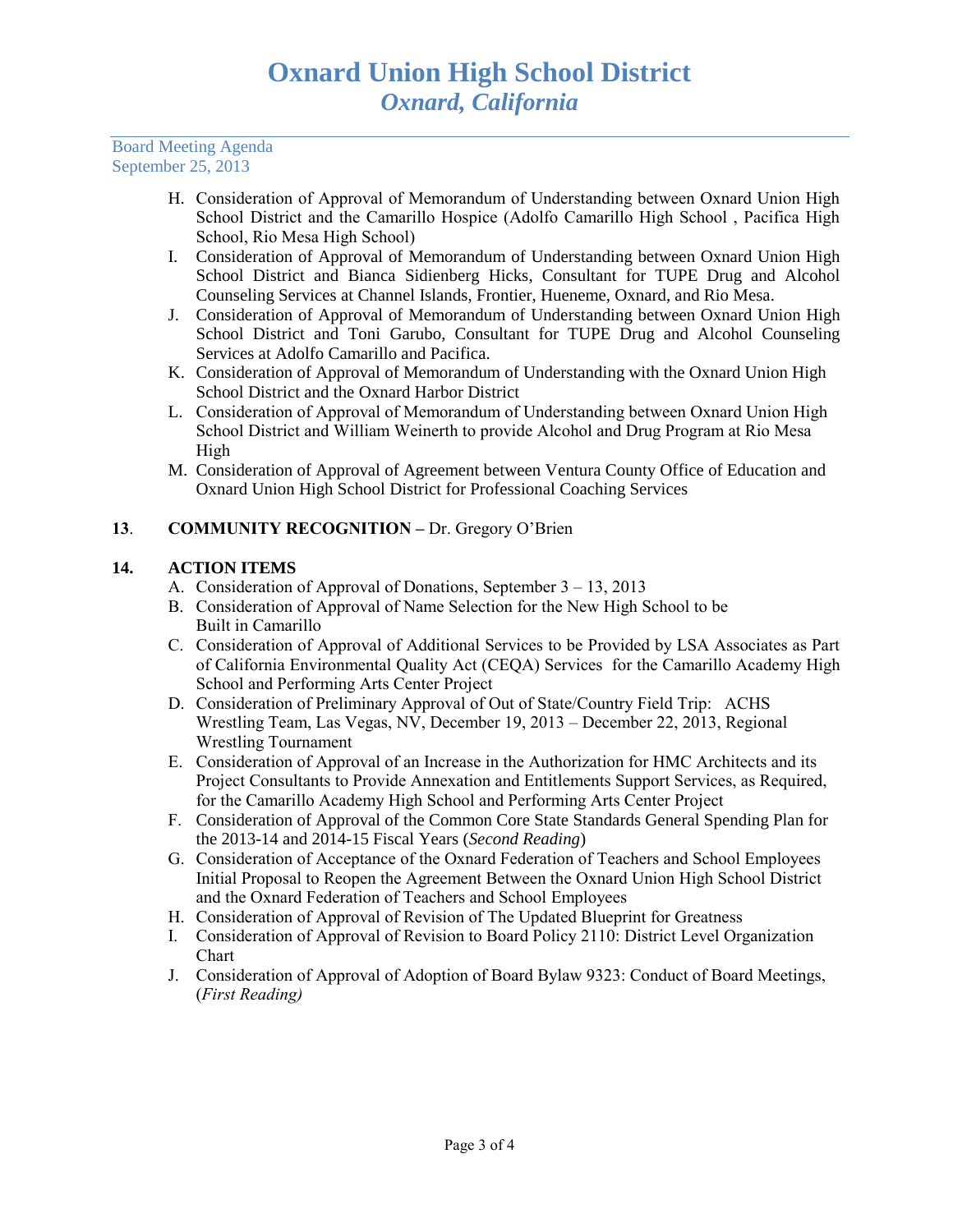H. Consideration of Approval of Memorandum of Understanding between Oxnard Union High School District and the Camarillo Hospice (Adolfo Camarillo High School , Pacifica High School, Rio Mesa High School)
I. Consideration of Approval of Memorandum of Understanding between Oxnard Union High School District and Bianca Sidienberg Hicks, Consultant for TUPE Drug and Alcohol Counseling Services at Channel Islands, Frontier, Hueneme, Oxnard, and Rio Mesa.
J. Consideration of Approval of Memorandum of Understanding between Oxnard Union High School District and Toni Garubo, Consultant for TUPE Drug and Alcohol Counseling Services at Adolfo Camarillo and Pacifica.
K. Consideration of Approval of Memorandum of Understanding with the Oxnard Union High School District and the Oxnard Harbor District
L. Consideration of Approval of Memorandum of Understanding between Oxnard Union High School District and William Weinerth to provide Alcohol and Drug Program at Rio Mesa High
M. Consideration of Approval of Agreement between Ventura County Office of Education and Oxnard Union High School District for Professional Coaching Services

**13**. **COMMUNITY RECOGNITION –** Dr. Gregory O'Brien

**14. ACTION ITEMS**

A. Consideration of Approval of Donations, September 3 – 13, 2013
B. Consideration of Approval of Name Selection for the New High School to be Built in Camarillo
C. Consideration of Approval of Additional Services to be Provided by LSA Associates as Part of California Environmental Quality Act (CEQA) Services for the Camarillo Academy High School and Performing Arts Center Project
D. Consideration of Preliminary Approval of Out of State/Country Field Trip: ACHS Wrestling Team, Las Vegas, NV, December 19, 2013 – December 22, 2013, Regional Wrestling Tournament
E. Consideration of Approval of an Increase in the Authorization for HMC Architects and its Project Consultants to Provide Annexation and Entitlements Support Services, as Required, for the Camarillo Academy High School and Performing Arts Center Project
F. Consideration of Approval of the Common Core State Standards General Spending Plan for the 2013-14 and 2014-15 Fiscal Years (*Second Reading*)
G. Consideration of Acceptance of the Oxnard Federation of Teachers and School Employees Initial Proposal to Reopen the Agreement Between the Oxnard Union High School District and the Oxnard Federation of Teachers and School Employees
H. Consideration of Approval of Revision of The Updated Blueprint for Greatness
I. Consideration of Approval of Revision to Board Policy 2110: District Level Organization Chart
J. Consideration of Approval of Adoption of Board Bylaw 9323: Conduct of Board Meetings, (*First Reading)*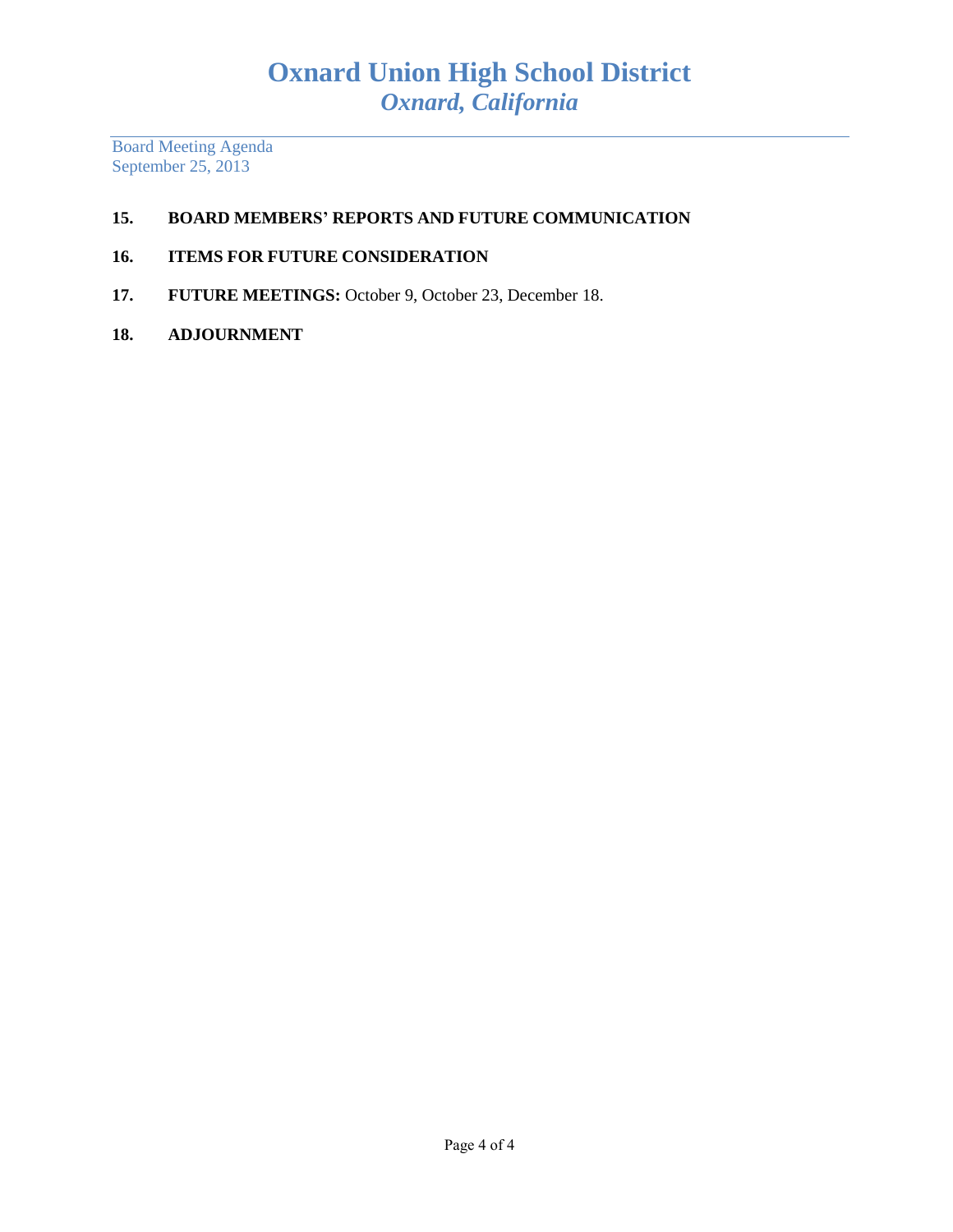**15. BOARD MEMBERS' REPORTS AND FUTURE COMMUNICATION**

**16. ITEMS FOR FUTURE CONSIDERATION**

**17. FUTURE MEETINGS:** October 9, October 23, December 18.

**18. ADJOURNMENT**